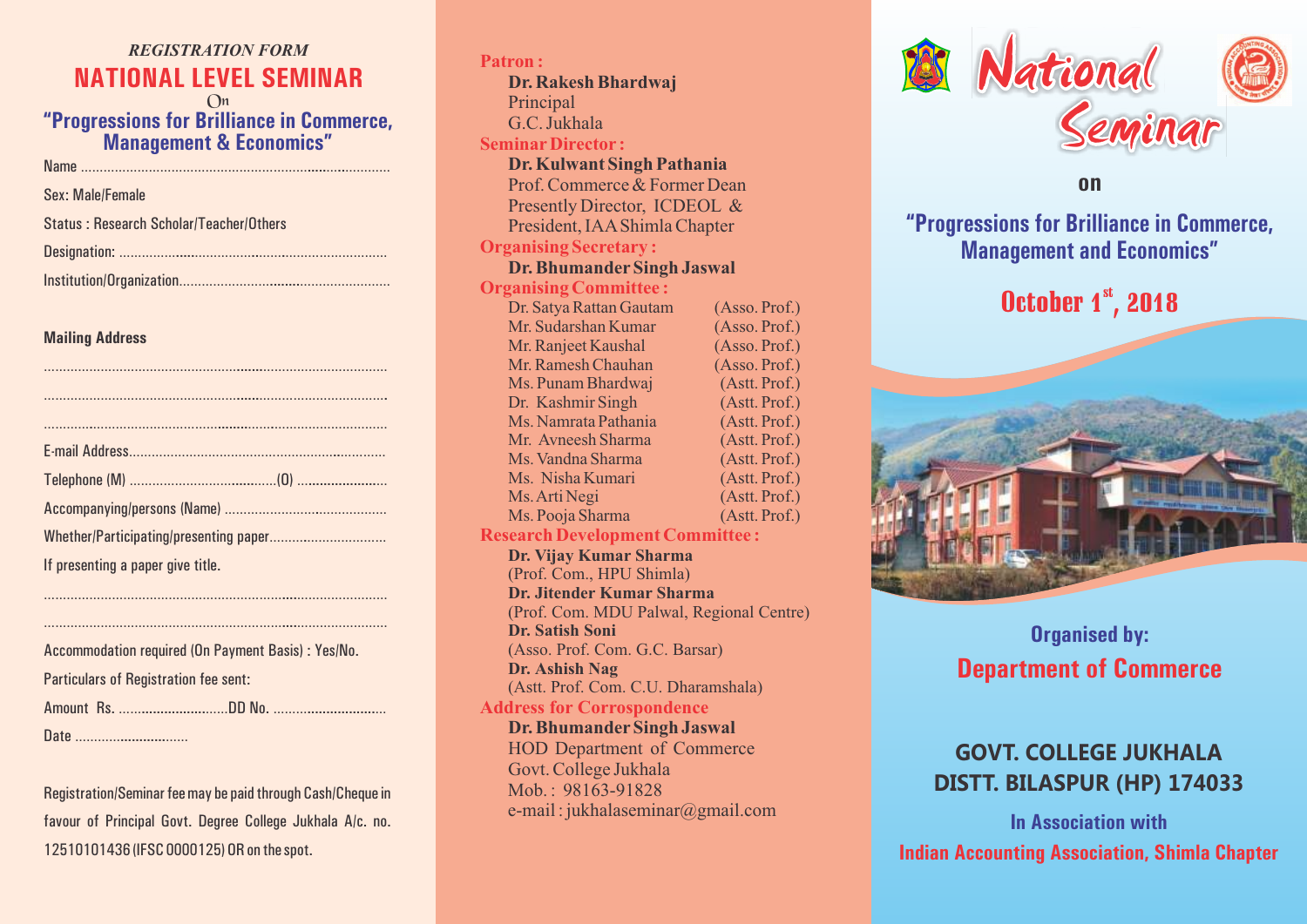*REGISTRATION FORM*

# NATIONAL LEVEL SEMINAR

On

## "Progressions for Brilliance in Commerce, Management & Economics"

Name ..................................................................................................

Sex: Male/Female

Status : Research Scholar/Teacher/Others

Designation: ......................................................................................

Institution/Organization.......................................................................

**Mailing Address**

..........................................................................................................

..........................................................................................................

..........................................................................................................

E-mail Address....................................................................................

Telephone (M) .......................................(O) .......................

Accompanying/persons (Name) ...........................................

Whether/Participating/presenting paper...............................

If presenting a paper give title.

..........................................................................................................

..........................................................................................................

Accommodation required (On Payment Basis) : Yes/No.

Particulars of Registration fee sent:

Amount Rs. .............................DD No. .............................

Date ..............................

Registration/Seminar fee may be paid through Cash/Cheque in favour of Principal Govt. Degree College Jukhala A/c. no. 12510101436 (IFSC 0000125) OR on the spot.

**Patron :**

**Dr. Rakesh Bhardwaj**
Principal
G.C. Jukhala

**Seminar Director :**

**Dr. Kulwant Singh Pathania**
Prof. Commerce & Former Dean
Presently Director, ICDEOL &
President, IAA Shimla Chapter

**Organising Secretary :**

**Dr. Bhumander Singh Jaswal**

**Organising Committee :**

| Name | Designation |
|---|---|
| Dr. Satya Rattan Gautam | (Asso. Prof.) |
| Mr. Sudarshan Kumar | (Asso. Prof.) |
| Mr. Ranjeet Kaushal | (Asso. Prof.) |
| Mr. Ramesh Chauhan | (Asso. Prof.) |
| Ms. Punam Bhardwaj | (Astt. Prof.) |
| Dr. Kashmir Singh | (Astt. Prof.) |
| Ms. Namrata Pathania | (Astt. Prof.) |
| Mr. Avneesh Sharma | (Astt. Prof.) |
| Ms. Vandna Sharma | (Astt. Prof.) |
| Ms. Nisha Kumari | (Astt. Prof.) |
| Ms. Arti Negi | (Astt. Prof.) |
| Ms. Pooja Sharma | (Astt. Prof.) |

**Research Development Committee :**

**Dr. Vijay Kumar Sharma**
(Prof. Com., HPU Shimla)

**Dr. Jitender Kumar Sharma**
(Prof. Com. MDU Palwal, Regional Centre)

**Dr. Satish Soni**
(Asso. Prof. Com. G.C. Barsar)

**Dr. Ashish Nag**
(Astt. Prof. Com. C.U. Dharamshala)

**Address for Correspondence**

**Dr. Bhumander Singh Jaswal**
HOD Department of Commerce
Govt. College Jukhala
Mob. : 98163-91828
e-mail : jukhalaseminar@gmail.com

# National Seminar

on

## "Progressions for Brilliance in Commerce, Management and Economics"

**October 1st, 2018**

**Organised by:**

**Department of Commerce**

**GOVT. COLLEGE JUKHALA**
**DISTT. BILASPUR (HP) 174033**

**In Association with**

**Indian Accounting Association, Shimla Chapter**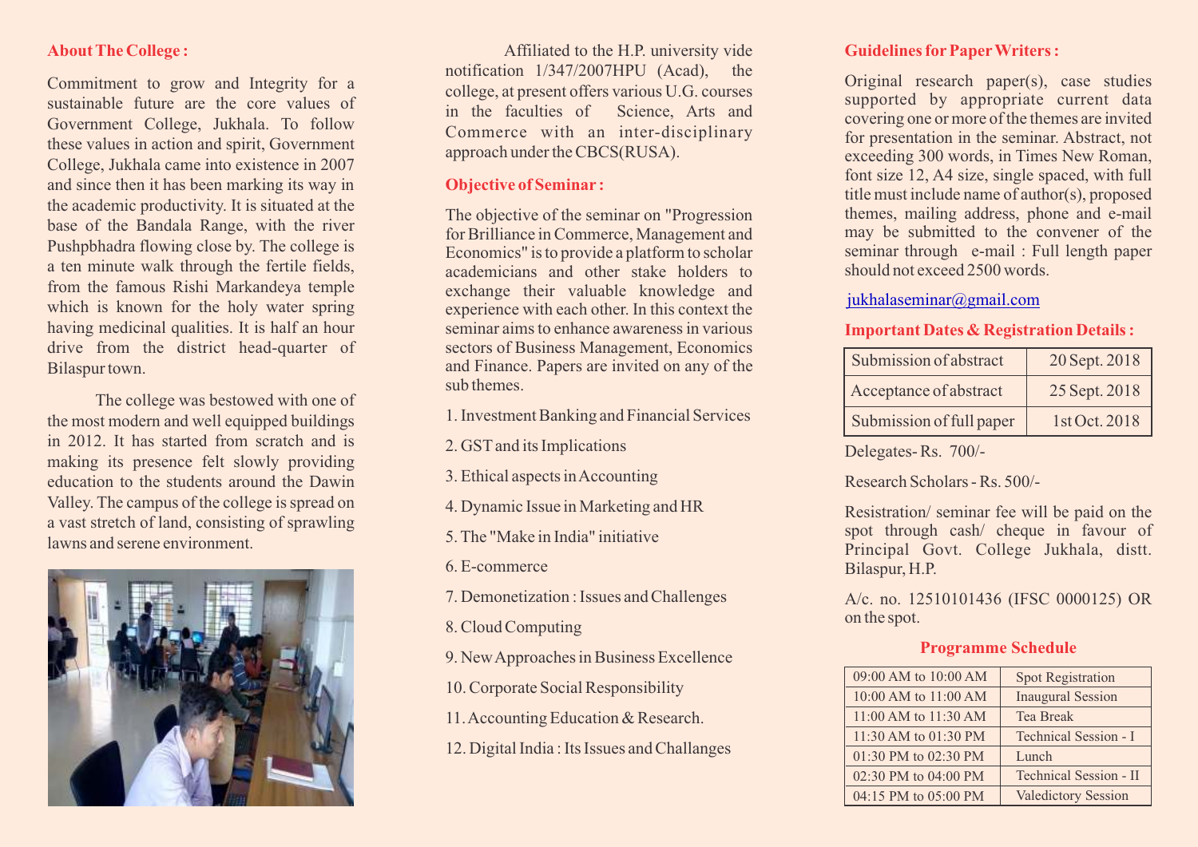### About The College :

Commitment to grow and Integrity for a sustainable future are the core values of Government College, Jukhala. To follow these values in action and spirit, Government College, Jukhala came into existence in 2007 and since then it has been marking its way in the academic productivity. It is situated at the base of the Bandala Range, with the river Pushpbhadra flowing close by. The college is a ten minute walk through the fertile fields, from the famous Rishi Markandeya temple which is known for the holy water spring having medicinal qualities. It is half an hour drive from the district head-quarter of Bilaspur town.

The college was bestowed with one of the most modern and well equipped buildings in 2012. It has started from scratch and is making its presence felt slowly providing education to the students around the Dawin Valley. The campus of the college is spread on a vast stretch of land, consisting of sprawling lawns and serene environment.

Affiliated to the H.P. university vide notification 1/347/2007HPU (Acad), the college, at present offers various U.G. courses in the faculties of Science, Arts and Commerce with an inter-disciplinary approach under the CBCS(RUSA).

### Objective of Seminar :

The objective of the seminar on "Progression for Brilliance in Commerce, Management and Economics" is to provide a platform to scholar academicians and other stake holders to exchange their valuable knowledge and experience with each other. In this context the seminar aims to enhance awareness in various sectors of Business Management, Economics and Finance. Papers are invited on any of the sub themes.

1. Investment Banking and Financial Services
2. GST and its Implications
3. Ethical aspects in Accounting
4. Dynamic Issue in Marketing and HR
5. The "Make in India" initiative
6. E-commerce
7. Demonetization : Issues and Challenges
8. Cloud Computing
9. New Approaches in Business Excellence
10. Corporate Social Responsibility
11. Accounting Education & Research.
12. Digital India : Its Issues and Challanges

### Guidelines for Paper Writers :

Original research paper(s), case studies supported by appropriate current data covering one or more of the themes are invited for presentation in the seminar. Abstract, not exceeding 300 words, in Times New Roman, font size 12, A4 size, single spaced, with full title must include name of author(s), proposed themes, mailing address, phone and e-mail may be submitted to the convener of the seminar through e-mail : Full length paper should not exceed 2500 words.

jukhalaseminar@gmail.com

### Important Dates & Registration Details :

| | |
|---|---|
| Submission of abstract | 20 Sept. 2018 |
| Acceptance of abstract | 25 Sept. 2018 |
| Submission of full paper | 1st Oct. 2018 |

Delegates- Rs. 700/-

Research Scholars - Rs. 500/-

Resistration/ seminar fee will be paid on the spot through cash/ cheque in favour of Principal Govt. College Jukhala, distt. Bilaspur, H.P.

A/c. no. 12510101436 (IFSC 0000125) OR on the spot.

### Programme Schedule

| | |
|---|---|
| 09:00 AM to 10:00 AM | Spot Registration |
| 10:00 AM to 11:00 AM | Inaugural Session |
| 11:00 AM to 11:30 AM | Tea Break |
| 11:30 AM to 01:30 PM | Technical Session - I |
| 01:30 PM to 02:30 PM | Lunch |
| 02:30 PM to 04:00 PM | Technical Session - II |
| 04:15 PM to 05:00 PM | Valedictory Session |